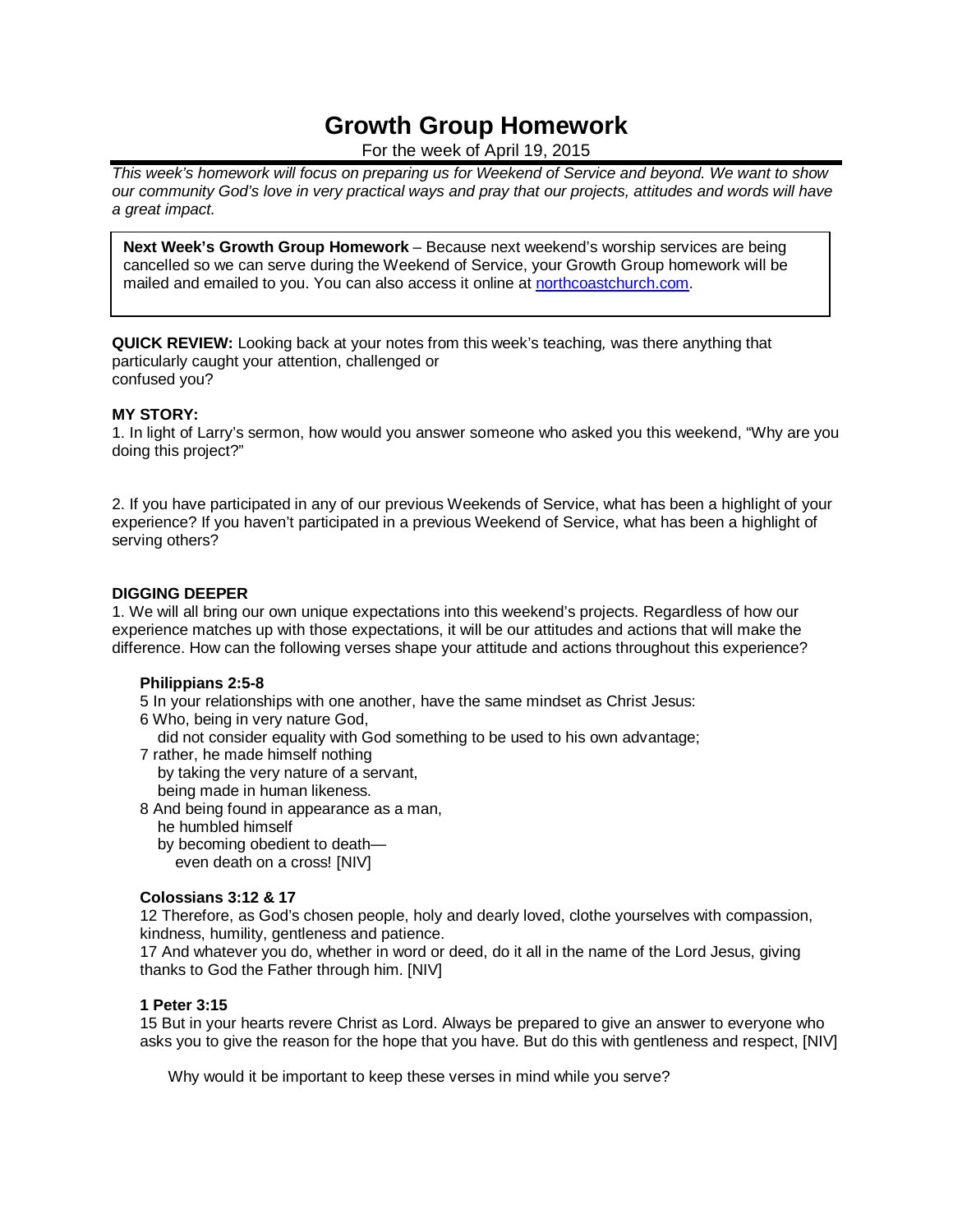# Growth Group Homework

For the week of April 19, 2015

*This week's homework will focus on preparing us for Weekend of Service and beyond. We want to show our community God's love in very practical ways and pray that our projects, attitudes and words will have a great impact.*

**Next Week's Growth Group Homework** – Because next weekend's worship services are being cancelled so we can serve during the Weekend of Service, your Growth Group homework will be mailed and emailed to you. You can also access it online at [northcoastchurch.com](northcoastchurch.com).

**QUICK REVIEW:** Looking back at your notes from this week's teaching, was there anything that particularly caught your attention, challenged or confused you?

**MY STORY:**

1. In light of Larry's sermon, how would you answer someone who asked you this weekend, "Why are you doing this project?"

2. If you have participated in any of our previous Weekends of Service, what has been a highlight of your experience? If you haven't participated in a previous Weekend of Service, what has been a highlight of serving others?

**DIGGING DEEPER**

1. We will all bring our own unique expectations into this weekend's projects. Regardless of how our experience matches up with those expectations, it will be our attitudes and actions that will make the difference. How can the following verses shape your attitude and actions throughout this experience?

**Philippians 2:5-8**

5 In your relationships with one another, have the same mindset as Christ Jesus:
6 Who, being in very nature God,
did not consider equality with God something to be used to his own advantage;
7 rather, he made himself nothing
by taking the very nature of a servant,
being made in human likeness.
8 And being found in appearance as a man,
he humbled himself
by becoming obedient to death—
even death on a cross! [NIV]

**Colossians 3:12 & 17**

12 Therefore, as God's chosen people, holy and dearly loved, clothe yourselves with compassion, kindness, humility, gentleness and patience.
17 And whatever you do, whether in word or deed, do it all in the name of the Lord Jesus, giving thanks to God the Father through him. [NIV]

**1 Peter 3:15**

15 But in your hearts revere Christ as Lord. Always be prepared to give an answer to everyone who asks you to give the reason for the hope that you have. But do this with gentleness and respect, [NIV]

Why would it be important to keep these verses in mind while you serve?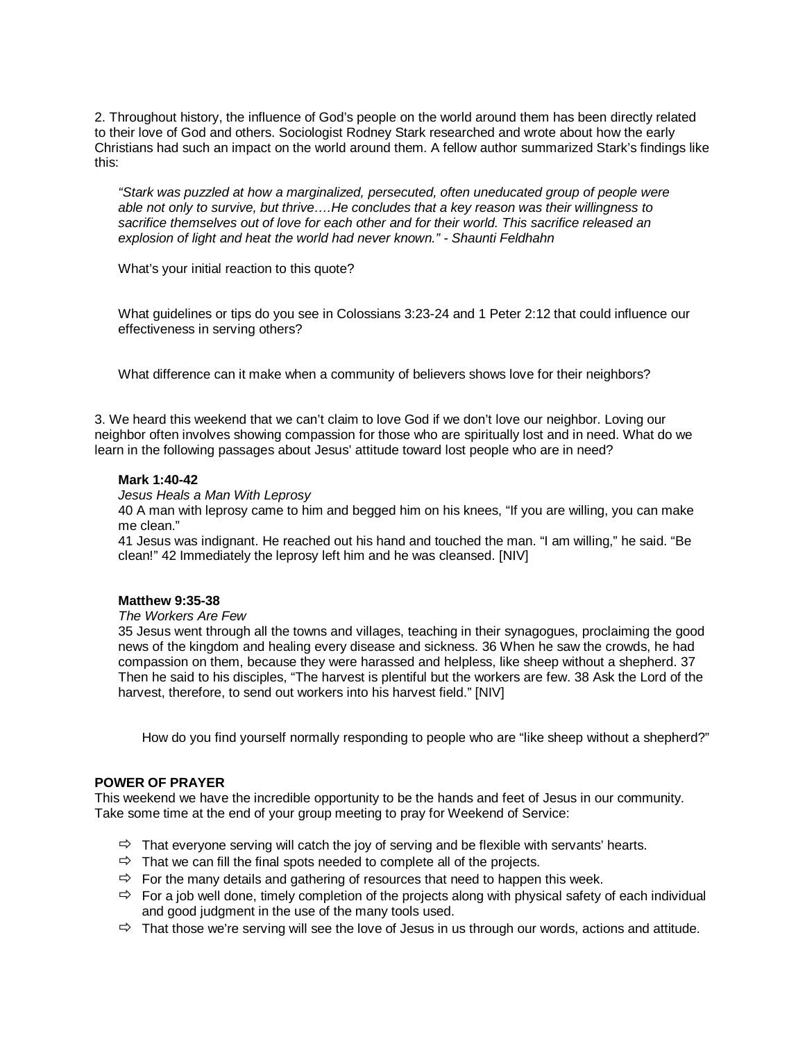2. Throughout history, the influence of God's people on the world around them has been directly related to their love of God and others. Sociologist Rodney Stark researched and wrote about how the early Christians had such an impact on the world around them. A fellow author summarized Stark's findings like this:

> *"Stark was puzzled at how a marginalized, persecuted, often uneducated group of people were able not only to survive, but thrive….He concludes that a key reason was their willingness to sacrifice themselves out of love for each other and for their world. This sacrifice released an explosion of light and heat the world had never known." - Shaunti Feldhahn*

What's your initial reaction to this quote?

What guidelines or tips do you see in Colossians 3:23-24 and 1 Peter 2:12 that could influence our effectiveness in serving others?

What difference can it make when a community of believers shows love for their neighbors?

3. We heard this weekend that we can't claim to love God if we don't love our neighbor. Loving our neighbor often involves showing compassion for those who are spiritually lost and in need. What do we learn in the following passages about Jesus' attitude toward lost people who are in need?

**Mark 1:40-42**

*Jesus Heals a Man With Leprosy*

40 A man with leprosy came to him and begged him on his knees, "If you are willing, you can make me clean."

41 Jesus was indignant. He reached out his hand and touched the man. "I am willing," he said. "Be clean!" 42 Immediately the leprosy left him and he was cleansed. [NIV]

**Matthew 9:35-38**

*The Workers Are Few*

35 Jesus went through all the towns and villages, teaching in their synagogues, proclaiming the good news of the kingdom and healing every disease and sickness. 36 When he saw the crowds, he had compassion on them, because they were harassed and helpless, like sheep without a shepherd. 37 Then he said to his disciples, "The harvest is plentiful but the workers are few. 38 Ask the Lord of the harvest, therefore, to send out workers into his harvest field." [NIV]

How do you find yourself normally responding to people who are "like sheep without a shepherd?"

**POWER OF PRAYER**

This weekend we have the incredible opportunity to be the hands and feet of Jesus in our community. Take some time at the end of your group meeting to pray for Weekend of Service:

- That everyone serving will catch the joy of serving and be flexible with servants' hearts.
- That we can fill the final spots needed to complete all of the projects.
- For the many details and gathering of resources that need to happen this week.
- For a job well done, timely completion of the projects along with physical safety of each individual and good judgment in the use of the many tools used.
- That those we're serving will see the love of Jesus in us through our words, actions and attitude.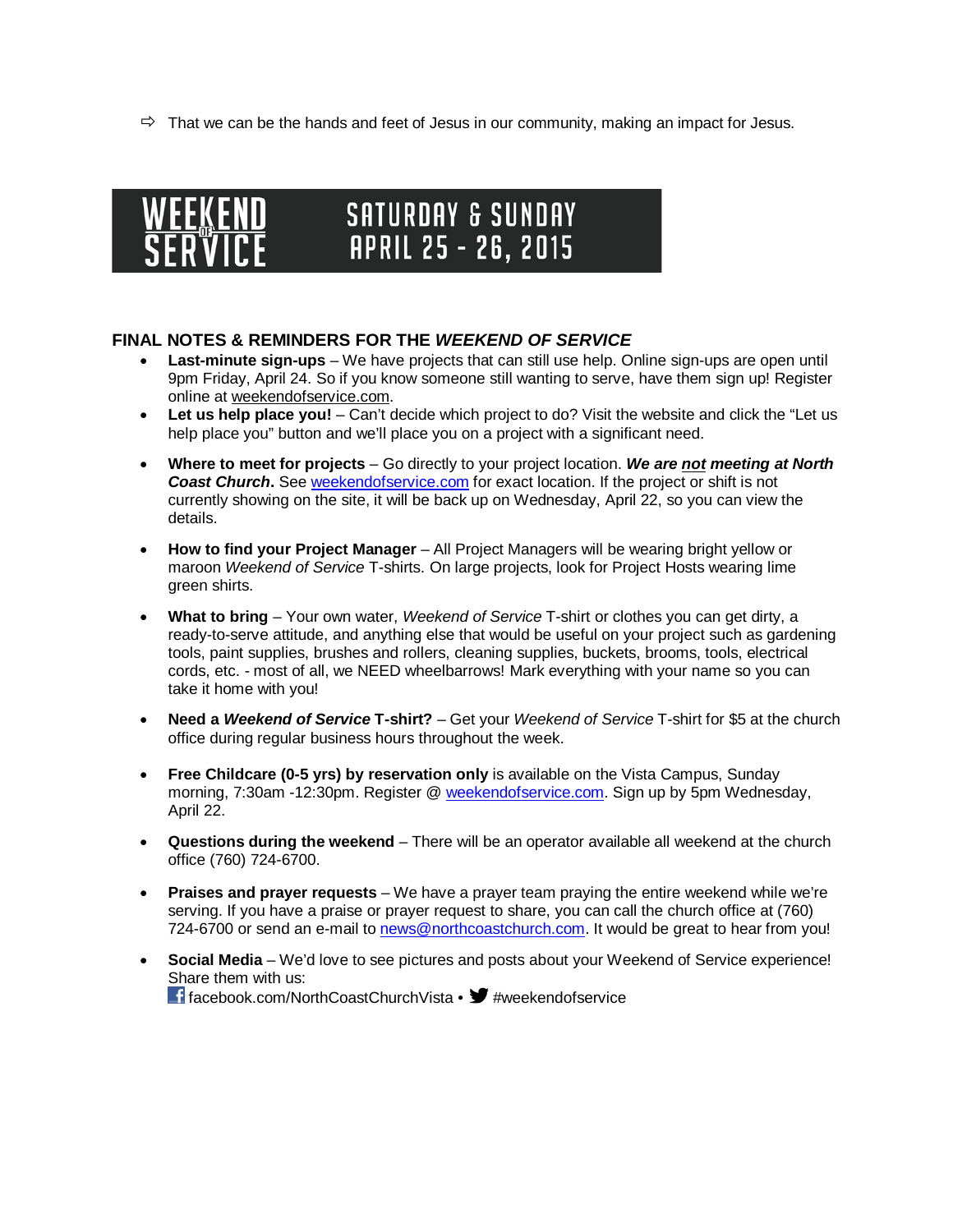⇨ That we can be the hands and feet of Jesus in our community, making an impact for Jesus.

WEEKEND OF SERVICE

SATURDAY & SUNDAY
APRIL 25 - 26, 2015

## FINAL NOTES & REMINDERS FOR THE *WEEKEND OF SERVICE*

- **Last-minute sign-ups** – We have projects that can still use help. Online sign-ups are open until 9pm Friday, April 24. So if you know someone still wanting to serve, have them sign up! Register online at weekendofservice.com.
- **Let us help place you!** – Can't decide which project to do? Visit the website and click the "Let us help place you" button and we'll place you on a project with a significant need.
- **Where to meet for projects** – Go directly to your project location. ***We are not meeting at North Coast Church*.** See weekendofservice.com for exact location. If the project or shift is not currently showing on the site, it will be back up on Wednesday, April 22, so you can view the details.
- **How to find your Project Manager** – All Project Managers will be wearing bright yellow or maroon *Weekend of Service* T-shirts. On large projects, look for Project Hosts wearing lime green shirts.
- **What to bring** – Your own water, *Weekend of Service* T-shirt or clothes you can get dirty, a ready-to-serve attitude, and anything else that would be useful on your project such as gardening tools, paint supplies, brushes and rollers, cleaning supplies, buckets, brooms, tools, electrical cords, etc. - most of all, we NEED wheelbarrows! Mark everything with your name so you can take it home with you!
- **Need a *Weekend of Service* T-shirt?** – Get your *Weekend of Service* T-shirt for $5 at the church office during regular business hours throughout the week.
- **Free Childcare (0-5 yrs) by reservation only** is available on the Vista Campus, Sunday morning, 7:30am -12:30pm. Register @ weekendofservice.com. Sign up by 5pm Wednesday, April 22.
- **Questions during the weekend** – There will be an operator available all weekend at the church office (760) 724-6700.
- **Praises and prayer requests** – We have a prayer team praying the entire weekend while we're serving. If you have a praise or prayer request to share, you can call the church office at (760) 724-6700 or send an e-mail to news@northcoastchurch.com. It would be great to hear from you!
- **Social Media** – We'd love to see pictures and posts about your Weekend of Service experience! Share them with us:
  facebook.com/NorthCoastChurchVista • #weekendofservice